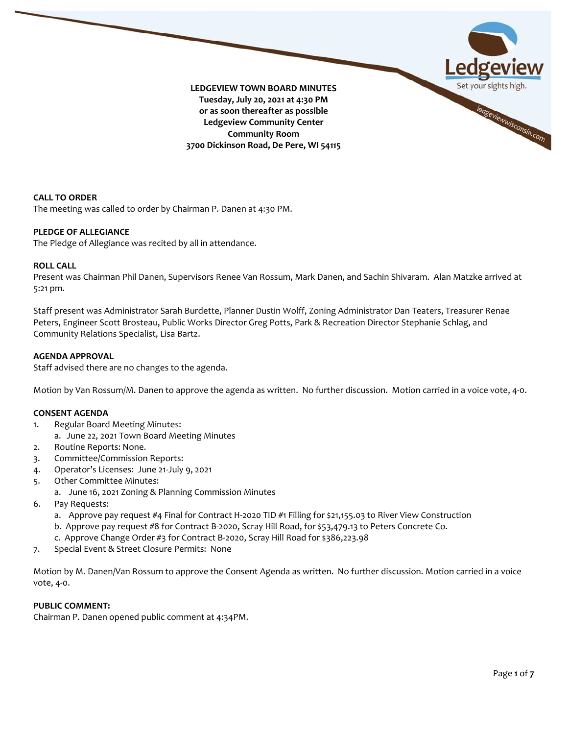**LEDGEVIEW TOWN BOARD MINUTES**
**Tuesday, July 20, 2021 at 4:30 PM**
**or as soon thereafter as possible**
**Ledgeview Community Center**
**Community Room**
**3700 Dickinson Road, De Pere, WI 54115**

### CALL TO ORDER

The meeting was called to order by Chairman P. Danen at 4:30 PM.

### PLEDGE OF ALLEGIANCE

The Pledge of Allegiance was recited by all in attendance.

### ROLL CALL

Present was Chairman Phil Danen, Supervisors Renee Van Rossum, Mark Danen, and Sachin Shivaram. Alan Matzke arrived at 5:21 pm.

Staff present was Administrator Sarah Burdette, Planner Dustin Wolff, Zoning Administrator Dan Teaters, Treasurer Renae Peters, Engineer Scott Brosteau, Public Works Director Greg Potts, Park & Recreation Director Stephanie Schlag, and Community Relations Specialist, Lisa Bartz.

### AGENDA APPROVAL

Staff advised there are no changes to the agenda.

Motion by Van Rossum/M. Danen to approve the agenda as written. No further discussion. Motion carried in a voice vote, 4-0.

### CONSENT AGENDA

1. Regular Board Meeting Minutes:
   a. June 22, 2021 Town Board Meeting Minutes
2. Routine Reports: None.
3. Committee/Commission Reports:
4. Operator's Licenses: June 21-July 9, 2021
5. Other Committee Minutes:
   a. June 16, 2021 Zoning & Planning Commission Minutes
6. Pay Requests:
   a. Approve pay request #4 Final for Contract H-2020 TID #1 Filling for $21,155.03 to River View Construction
   b. Approve pay request #8 for Contract B-2020, Scray Hill Road, for $53,479.13 to Peters Concrete Co.
   c. Approve Change Order #3 for Contract B-2020, Scray Hill Road for $386,223.98
7. Special Event & Street Closure Permits: None

Motion by M. Danen/Van Rossum to approve the Consent Agenda as written. No further discussion. Motion carried in a voice vote, 4-0.

### PUBLIC COMMENT:

Chairman P. Danen opened public comment at 4:34PM.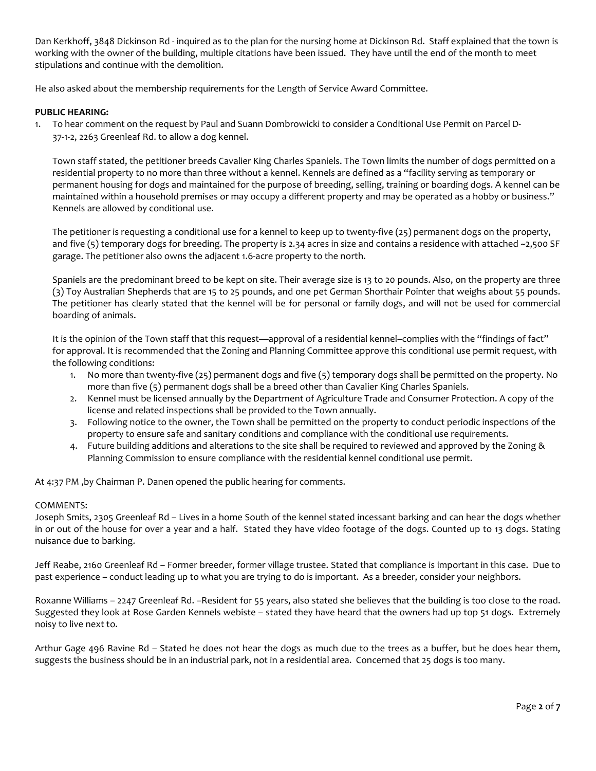Dan Kerkhoff, 3848 Dickinson Rd - inquired as to the plan for the nursing home at Dickinson Rd. Staff explained that the town is working with the owner of the building, multiple citations have been issued. They have until the end of the month to meet stipulations and continue with the demolition.

He also asked about the membership requirements for the Length of Service Award Committee.

**PUBLIC HEARING:**

1. To hear comment on the request by Paul and Suann Dombrowicki to consider a Conditional Use Permit on Parcel D-37-1-2, 2263 Greenleaf Rd. to allow a dog kennel.

   Town staff stated, the petitioner breeds Cavalier King Charles Spaniels. The Town limits the number of dogs permitted on a residential property to no more than three without a kennel. Kennels are defined as a "facility serving as temporary or permanent housing for dogs and maintained for the purpose of breeding, selling, training or boarding dogs. A kennel can be maintained within a household premises or may occupy a different property and may be operated as a hobby or business." Kennels are allowed by conditional use.

   The petitioner is requesting a conditional use for a kennel to keep up to twenty-five (25) permanent dogs on the property, and five (5) temporary dogs for breeding. The property is 2.34 acres in size and contains a residence with attached ~2,500 SF garage. The petitioner also owns the adjacent 1.6-acre property to the north.

   Spaniels are the predominant breed to be kept on site. Their average size is 13 to 20 pounds. Also, on the property are three (3) Toy Australian Shepherds that are 15 to 25 pounds, and one pet German Shorthair Pointer that weighs about 55 pounds. The petitioner has clearly stated that the kennel will be for personal or family dogs, and will not be used for commercial boarding of animals.

   It is the opinion of the Town staff that this request—approval of a residential kennel–complies with the "findings of fact" for approval. It is recommended that the Zoning and Planning Committee approve this conditional use permit request, with the following conditions:

   1. No more than twenty-five (25) permanent dogs and five (5) temporary dogs shall be permitted on the property. No more than five (5) permanent dogs shall be a breed other than Cavalier King Charles Spaniels.
   2. Kennel must be licensed annually by the Department of Agriculture Trade and Consumer Protection. A copy of the license and related inspections shall be provided to the Town annually.
   3. Following notice to the owner, the Town shall be permitted on the property to conduct periodic inspections of the property to ensure safe and sanitary conditions and compliance with the conditional use requirements.
   4. Future building additions and alterations to the site shall be required to reviewed and approved by the Zoning & Planning Commission to ensure compliance with the residential kennel conditional use permit.

At 4:37 PM ,by Chairman P. Danen opened the public hearing for comments.

COMMENTS:

Joseph Smits, 2305 Greenleaf Rd – Lives in a home South of the kennel stated incessant barking and can hear the dogs whether in or out of the house for over a year and a half. Stated they have video footage of the dogs. Counted up to 13 dogs. Stating nuisance due to barking.

Jeff Reabe, 2160 Greenleaf Rd – Former breeder, former village trustee. Stated that compliance is important in this case. Due to past experience – conduct leading up to what you are trying to do is important. As a breeder, consider your neighbors.

Roxanne Williams – 2247 Greenleaf Rd. –Resident for 55 years, also stated she believes that the building is too close to the road. Suggested they look at Rose Garden Kennels webiste – stated they have heard that the owners had up top 51 dogs. Extremely noisy to live next to.

Arthur Gage 496 Ravine Rd – Stated he does not hear the dogs as much due to the trees as a buffer, but he does hear them, suggests the business should be in an industrial park, not in a residential area. Concerned that 25 dogs is too many.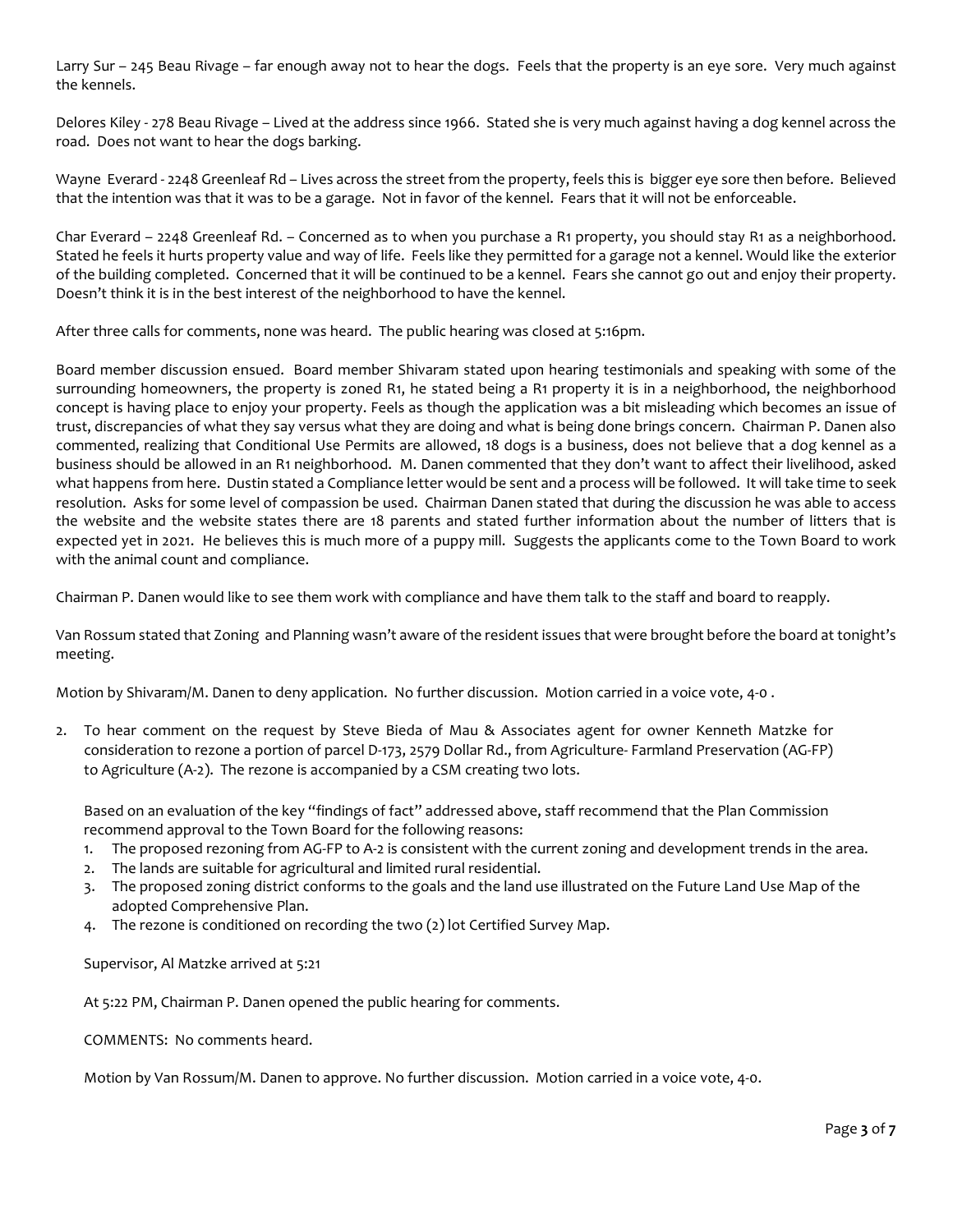Larry Sur – 245 Beau Rivage – far enough away not to hear the dogs. Feels that the property is an eye sore. Very much against the kennels.

Delores Kiley - 278 Beau Rivage – Lived at the address since 1966. Stated she is very much against having a dog kennel across the road. Does not want to hear the dogs barking.

Wayne Everard - 2248 Greenleaf Rd – Lives across the street from the property, feels this is bigger eye sore then before. Believed that the intention was that it was to be a garage. Not in favor of the kennel. Fears that it will not be enforceable.

Char Everard – 2248 Greenleaf Rd. – Concerned as to when you purchase a R1 property, you should stay R1 as a neighborhood. Stated he feels it hurts property value and way of life. Feels like they permitted for a garage not a kennel. Would like the exterior of the building completed. Concerned that it will be continued to be a kennel. Fears she cannot go out and enjoy their property. Doesn't think it is in the best interest of the neighborhood to have the kennel.

After three calls for comments, none was heard. The public hearing was closed at 5:16pm.

Board member discussion ensued. Board member Shivaram stated upon hearing testimonials and speaking with some of the surrounding homeowners, the property is zoned R1, he stated being a R1 property it is in a neighborhood, the neighborhood concept is having place to enjoy your property. Feels as though the application was a bit misleading which becomes an issue of trust, discrepancies of what they say versus what they are doing and what is being done brings concern. Chairman P. Danen also commented, realizing that Conditional Use Permits are allowed, 18 dogs is a business, does not believe that a dog kennel as a business should be allowed in an R1 neighborhood. M. Danen commented that they don't want to affect their livelihood, asked what happens from here. Dustin stated a Compliance letter would be sent and a process will be followed. It will take time to seek resolution. Asks for some level of compassion be used. Chairman Danen stated that during the discussion he was able to access the website and the website states there are 18 parents and stated further information about the number of litters that is expected yet in 2021. He believes this is much more of a puppy mill. Suggests the applicants come to the Town Board to work with the animal count and compliance.

Chairman P. Danen would like to see them work with compliance and have them talk to the staff and board to reapply.

Van Rossum stated that Zoning and Planning wasn't aware of the resident issues that were brought before the board at tonight's meeting.

Motion by Shivaram/M. Danen to deny application. No further discussion. Motion carried in a voice vote, 4-0 .

2. To hear comment on the request by Steve Bieda of Mau & Associates agent for owner Kenneth Matzke for consideration to rezone a portion of parcel D-173, 2579 Dollar Rd., from Agriculture- Farmland Preservation (AG-FP) to Agriculture (A-2). The rezone is accompanied by a CSM creating two lots.

   Based on an evaluation of the key "findings of fact" addressed above, staff recommend that the Plan Commission recommend approval to the Town Board for the following reasons:
   1. The proposed rezoning from AG-FP to A-2 is consistent with the current zoning and development trends in the area.
   2. The lands are suitable for agricultural and limited rural residential.
   3. The proposed zoning district conforms to the goals and the land use illustrated on the Future Land Use Map of the adopted Comprehensive Plan.
   4. The rezone is conditioned on recording the two (2) lot Certified Survey Map.

   Supervisor, Al Matzke arrived at 5:21

   At 5:22 PM, Chairman P. Danen opened the public hearing for comments.

   COMMENTS: No comments heard.

   Motion by Van Rossum/M. Danen to approve. No further discussion. Motion carried in a voice vote, 4-0.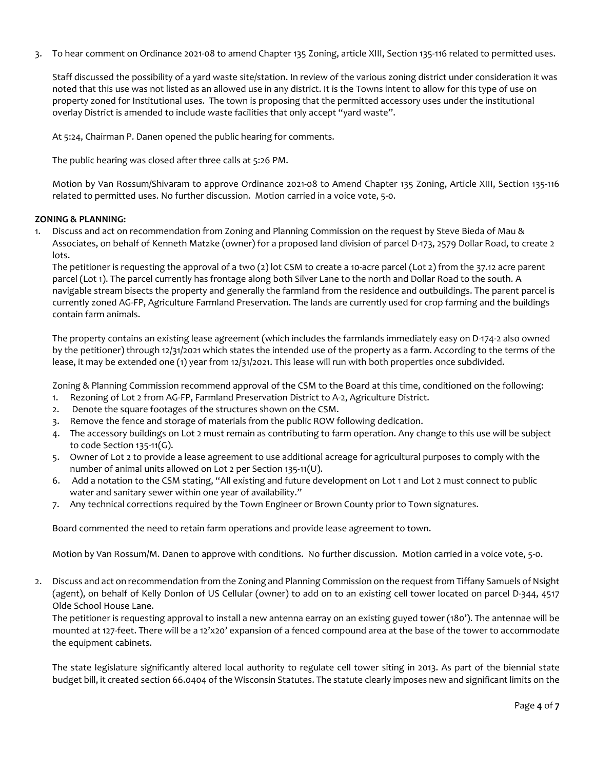3. To hear comment on Ordinance 2021-08 to amend Chapter 135 Zoning, article XIII, Section 135-116 related to permitted uses.

   Staff discussed the possibility of a yard waste site/station. In review of the various zoning district under consideration it was noted that this use was not listed as an allowed use in any district. It is the Towns intent to allow for this type of use on property zoned for Institutional uses. The town is proposing that the permitted accessory uses under the institutional overlay District is amended to include waste facilities that only accept "yard waste".

   At 5:24, Chairman P. Danen opened the public hearing for comments.

   The public hearing was closed after three calls at 5:26 PM.

   Motion by Van Rossum/Shivaram to approve Ordinance 2021-08 to Amend Chapter 135 Zoning, Article XIII, Section 135-116 related to permitted uses. No further discussion. Motion carried in a voice vote, 5-0.

**ZONING & PLANNING:**

1. Discuss and act on recommendation from Zoning and Planning Commission on the request by Steve Bieda of Mau & Associates, on behalf of Kenneth Matzke (owner) for a proposed land division of parcel D-173, 2579 Dollar Road, to create 2 lots.
   The petitioner is requesting the approval of a two (2) lot CSM to create a 10-acre parcel (Lot 2) from the 37.12 acre parent parcel (Lot 1). The parcel currently has frontage along both Silver Lane to the north and Dollar Road to the south. A navigable stream bisects the property and generally the farmland from the residence and outbuildings. The parent parcel is currently zoned AG-FP, Agriculture Farmland Preservation. The lands are currently used for crop farming and the buildings contain farm animals.

   The property contains an existing lease agreement (which includes the farmlands immediately easy on D-174-2 also owned by the petitioner) through 12/31/2021 which states the intended use of the property as a farm. According to the terms of the lease, it may be extended one (1) year from 12/31/2021. This lease will run with both properties once subdivided.

   Zoning & Planning Commission recommend approval of the CSM to the Board at this time, conditioned on the following:
   1. Rezoning of Lot 2 from AG-FP, Farmland Preservation District to A-2, Agriculture District.
   2. Denote the square footages of the structures shown on the CSM.
   3. Remove the fence and storage of materials from the public ROW following dedication.
   4. The accessory buildings on Lot 2 must remain as contributing to farm operation. Any change to this use will be subject to code Section 135-11(G).
   5. Owner of Lot 2 to provide a lease agreement to use additional acreage for agricultural purposes to comply with the number of animal units allowed on Lot 2 per Section 135-11(U).
   6. Add a notation to the CSM stating, "All existing and future development on Lot 1 and Lot 2 must connect to public water and sanitary sewer within one year of availability."
   7. Any technical corrections required by the Town Engineer or Brown County prior to Town signatures.

   Board commented the need to retain farm operations and provide lease agreement to town.

   Motion by Van Rossum/M. Danen to approve with conditions. No further discussion. Motion carried in a voice vote, 5-0.

2. Discuss and act on recommendation from the Zoning and Planning Commission on the request from Tiffany Samuels of Nsight (agent), on behalf of Kelly Donlon of US Cellular (owner) to add on to an existing cell tower located on parcel D-344, 4517 Olde School House Lane.
   The petitioner is requesting approval to install a new antenna earray on an existing guyed tower (180'). The antennae will be mounted at 127-feet. There will be a 12'x20' expansion of a fenced compound area at the base of the tower to accommodate the equipment cabinets.

   The state legislature significantly altered local authority to regulate cell tower siting in 2013. As part of the biennial state budget bill, it created section 66.0404 of the Wisconsin Statutes. The statute clearly imposes new and significant limits on the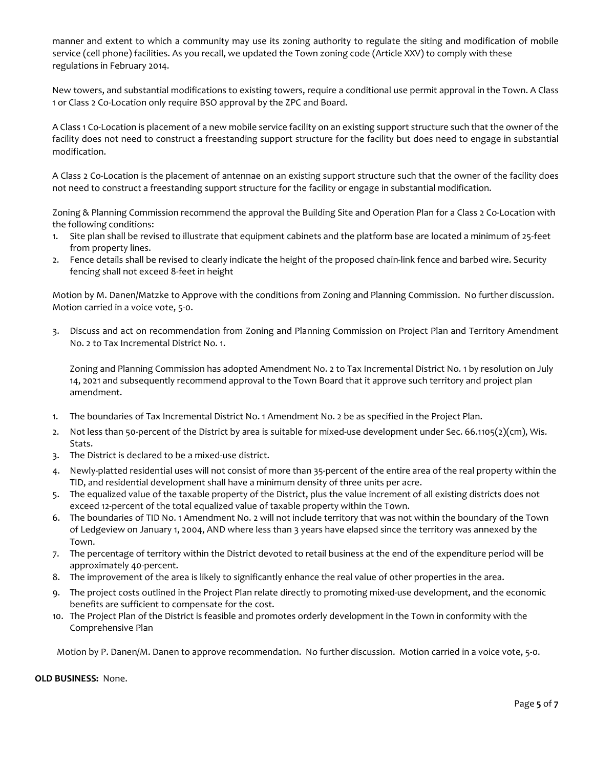manner and extent to which a community may use its zoning authority to regulate the siting and modification of mobile service (cell phone) facilities. As you recall, we updated the Town zoning code (Article XXV) to comply with these regulations in February 2014.

New towers, and substantial modifications to existing towers, require a conditional use permit approval in the Town. A Class 1 or Class 2 Co-Location only require BSO approval by the ZPC and Board.

A Class 1 Co-Location is placement of a new mobile service facility on an existing support structure such that the owner of the facility does not need to construct a freestanding support structure for the facility but does need to engage in substantial modification.

A Class 2 Co-Location is the placement of antennae on an existing support structure such that the owner of the facility does not need to construct a freestanding support structure for the facility or engage in substantial modification.

Zoning & Planning Commission recommend the approval the Building Site and Operation Plan for a Class 2 Co-Location with the following conditions:

1. Site plan shall be revised to illustrate that equipment cabinets and the platform base are located a minimum of 25-feet from property lines.
2. Fence details shall be revised to clearly indicate the height of the proposed chain-link fence and barbed wire. Security fencing shall not exceed 8-feet in height

Motion by M. Danen/Matzke to Approve with the conditions from Zoning and Planning Commission. No further discussion. Motion carried in a voice vote, 5-0.

3. Discuss and act on recommendation from Zoning and Planning Commission on Project Plan and Territory Amendment No. 2 to Tax Incremental District No. 1.

   Zoning and Planning Commission has adopted Amendment No. 2 to Tax Incremental District No. 1 by resolution on July 14, 2021 and subsequently recommend approval to the Town Board that it approve such territory and project plan amendment.

1. The boundaries of Tax Incremental District No. 1 Amendment No. 2 be as specified in the Project Plan.
2. Not less than 50-percent of the District by area is suitable for mixed-use development under Sec. 66.1105(2)(cm), Wis. Stats.
3. The District is declared to be a mixed-use district.
4. Newly-platted residential uses will not consist of more than 35-percent of the entire area of the real property within the TID, and residential development shall have a minimum density of three units per acre.
5. The equalized value of the taxable property of the District, plus the value increment of all existing districts does not exceed 12-percent of the total equalized value of taxable property within the Town.
6. The boundaries of TID No. 1 Amendment No. 2 will not include territory that was not within the boundary of the Town of Ledgeview on January 1, 2004, AND where less than 3 years have elapsed since the territory was annexed by the Town.
7. The percentage of territory within the District devoted to retail business at the end of the expenditure period will be approximately 40-percent.
8. The improvement of the area is likely to significantly enhance the real value of other properties in the area.
9. The project costs outlined in the Project Plan relate directly to promoting mixed-use development, and the economic benefits are sufficient to compensate for the cost.
10. The Project Plan of the District is feasible and promotes orderly development in the Town in conformity with the Comprehensive Plan

Motion by P. Danen/M. Danen to approve recommendation. No further discussion. Motion carried in a voice vote, 5-0.

**OLD BUSINESS:** None.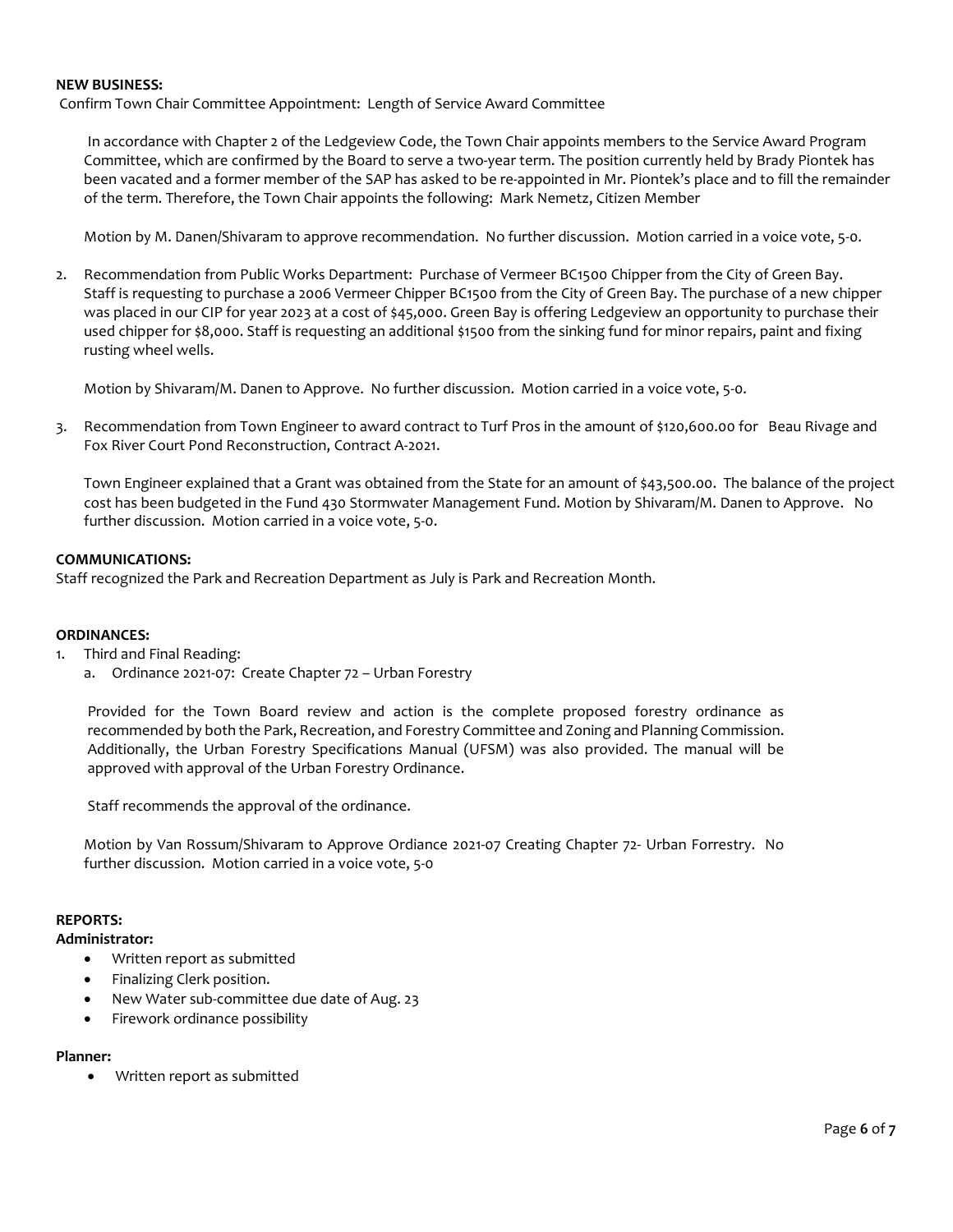**NEW BUSINESS:**

Confirm Town Chair Committee Appointment: Length of Service Award Committee

In accordance with Chapter 2 of the Ledgeview Code, the Town Chair appoints members to the Service Award Program Committee, which are confirmed by the Board to serve a two-year term. The position currently held by Brady Piontek has been vacated and a former member of the SAP has asked to be re-appointed in Mr. Piontek's place and to fill the remainder of the term. Therefore, the Town Chair appoints the following: Mark Nemetz, Citizen Member

Motion by M. Danen/Shivaram to approve recommendation. No further discussion. Motion carried in a voice vote, 5-0.

2. Recommendation from Public Works Department: Purchase of Vermeer BC1500 Chipper from the City of Green Bay.
   Staff is requesting to purchase a 2006 Vermeer Chipper BC1500 from the City of Green Bay. The purchase of a new chipper was placed in our CIP for year 2023 at a cost of $45,000. Green Bay is offering Ledgeview an opportunity to purchase their used chipper for $8,000. Staff is requesting an additional $1500 from the sinking fund for minor repairs, paint and fixing rusting wheel wells.

   Motion by Shivaram/M. Danen to Approve. No further discussion. Motion carried in a voice vote, 5-0.

3. Recommendation from Town Engineer to award contract to Turf Pros in the amount of $120,600.00 for Beau Rivage and Fox River Court Pond Reconstruction, Contract A-2021.

   Town Engineer explained that a Grant was obtained from the State for an amount of $43,500.00. The balance of the project cost has been budgeted in the Fund 430 Stormwater Management Fund. Motion by Shivaram/M. Danen to Approve. No further discussion. Motion carried in a voice vote, 5-0.

**COMMUNICATIONS:**

Staff recognized the Park and Recreation Department as July is Park and Recreation Month.

**ORDINANCES:**

1. Third and Final Reading:
   a. Ordinance 2021-07: Create Chapter 72 – Urban Forestry

   Provided for the Town Board review and action is the complete proposed forestry ordinance as recommended by both the Park, Recreation, and Forestry Committee and Zoning and Planning Commission. Additionally, the Urban Forestry Specifications Manual (UFSM) was also provided. The manual will be approved with approval of the Urban Forestry Ordinance.

   Staff recommends the approval of the ordinance.

   Motion by Van Rossum/Shivaram to Approve Ordiance 2021-07 Creating Chapter 72- Urban Forrestry. No further discussion. Motion carried in a voice vote, 5-0

**REPORTS:**

**Administrator:**

- Written report as submitted
- Finalizing Clerk position.
- New Water sub-committee due date of Aug. 23
- Firework ordinance possibility

**Planner:**

- Written report as submitted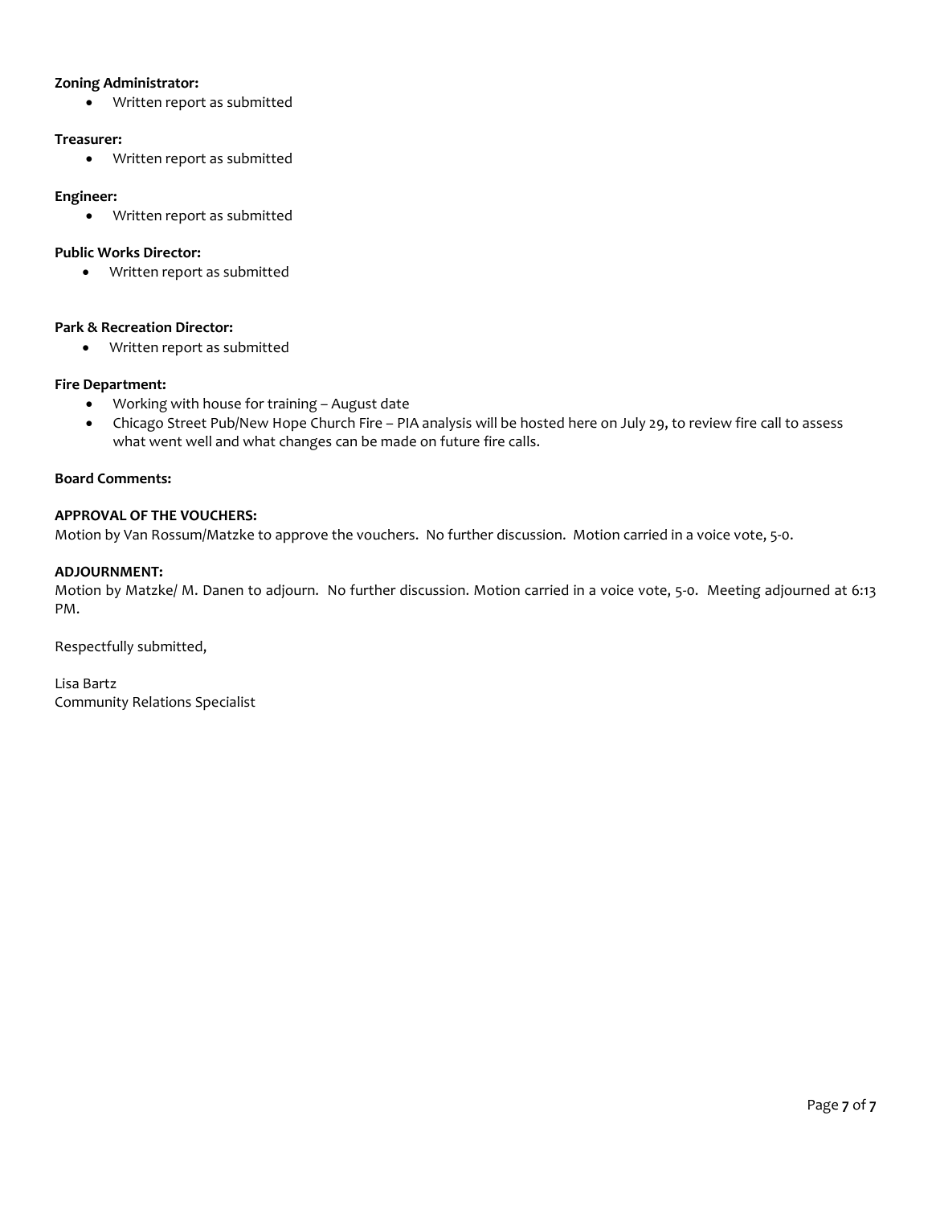**Zoning Administrator:**

- Written report as submitted

**Treasurer:**

- Written report as submitted

**Engineer:**

- Written report as submitted

**Public Works Director:**

- Written report as submitted

**Park & Recreation Director:**

- Written report as submitted

**Fire Department:**

- Working with house for training – August date
- Chicago Street Pub/New Hope Church Fire – PIA analysis will be hosted here on July 29, to review fire call to assess what went well and what changes can be made on future fire calls.

**Board Comments:**

**APPROVAL OF THE VOUCHERS:**

Motion by Van Rossum/Matzke to approve the vouchers. No further discussion. Motion carried in a voice vote, 5-0.

**ADJOURNMENT:**

Motion by Matzke/ M. Danen to adjourn. No further discussion. Motion carried in a voice vote, 5-0. Meeting adjourned at 6:13 PM.

Respectfully submitted,

Lisa Bartz
Community Relations Specialist